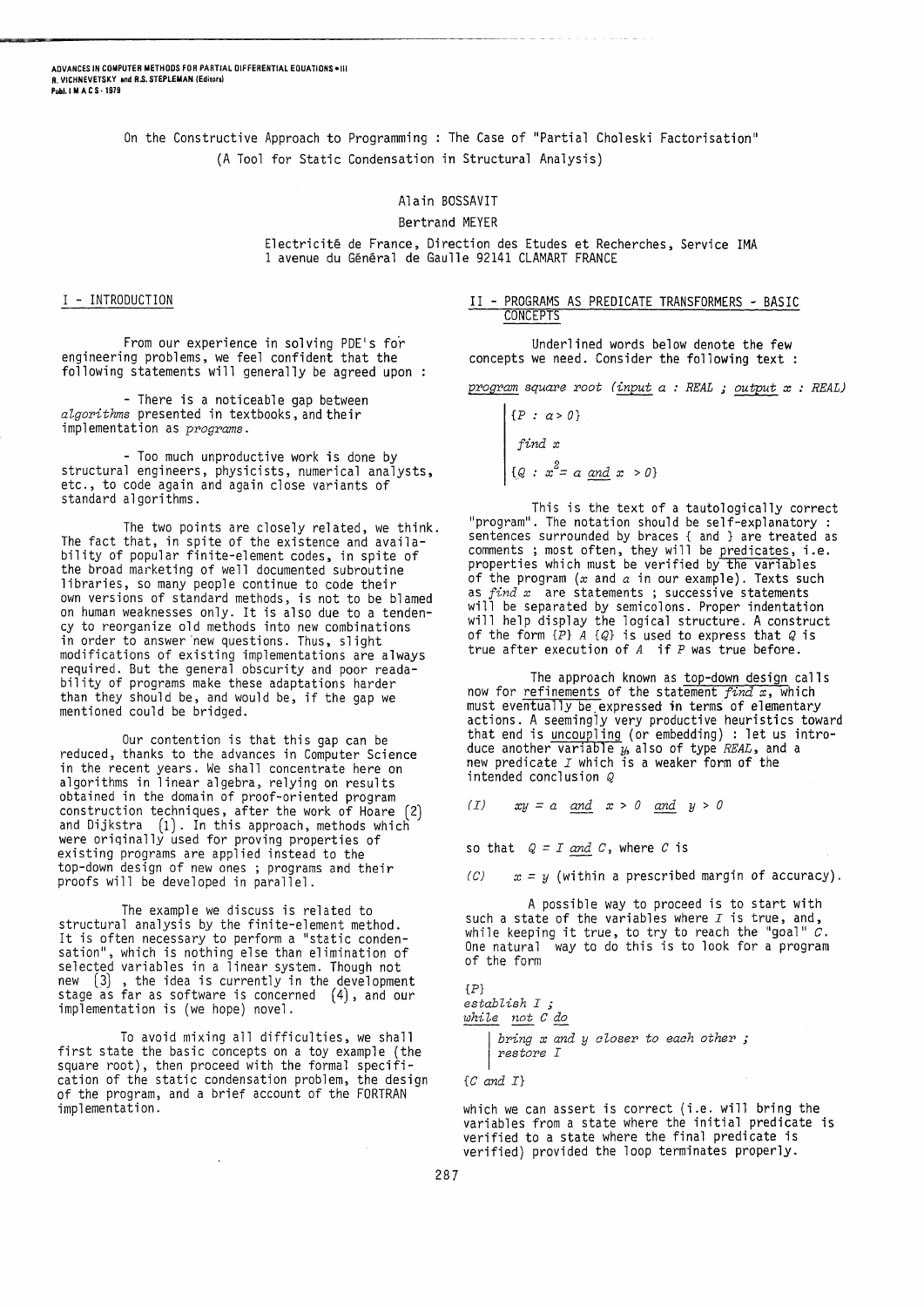ADVANCES IN COMPUTER METHODS FOR PARTIAL DIFFERENTIAL EQUATIONS • III
R. VICHNEVETSKY and R.S. STEPLEMAN (Editors)
Publ. I M A C S - 1979

# On the Constructive Approach to Programming : The Case of "Partial Choleski Factorisation" (A Tool for Static Condensation in Structural Analysis)

Alain BOSSAVIT

Bertrand MEYER

Electricité de France, Direction des Etudes et Recherches, Service IMA
1 avenue du Général de Gaulle 92141 CLAMART FRANCE

## I - INTRODUCTION

From our experience in solving PDE's for engineering problems, we feel confident that the following statements will generally be agreed upon :

- There is a noticeable gap between *algorithms* presented in textbooks, and their implementation as *programs*.

- Too much unproductive work is done by structural engineers, physicists, numerical analysts, etc., to code again and again close variants of standard algorithms.

The two points are closely related, we think. The fact that, in spite of the existence and availability of popular finite-element codes, in spite of the broad marketing of well documented subroutine libraries, so many people continue to code their own versions of standard methods, is not to be blamed on human weaknesses only. It is also due to a tendency to reorganize old methods into new combinations in order to answer new questions. Thus, slight modifications of existing implementations are always required. But the general obscurity and poor readability of programs make these adaptations harder than they should be, and would be, if the gap we mentioned could be bridged.

Our contention is that this gap can be reduced, thanks to the advances in Computer Science in the recent years. We shall concentrate here on algorithms in linear algebra, relying on results obtained in the domain of proof-oriented program construction techniques, after the work of Hoare (2) and Dijkstra (1). In this approach, methods which were originally used for proving properties of existing programs are applied instead to the top-down design of new ones ; programs and their proofs will be developed in parallel.

The example we discuss is related to structural analysis by the finite-element method. It is often necessary to perform a "static condensation", which is nothing else than elimination of selected variables in a linear system. Though not new (3) , the idea is currently in the development stage as far as software is concerned (4), and our implementation is (we hope) novel.

To avoid mixing all difficulties, we shall first state the basic concepts on a toy example (the square root), then proceed with the formal specification of the static condensation problem, the design of the program, and a brief account of the FORTRAN implementation.

## II - PROGRAMS AS PREDICATE TRANSFORMERS - BASIC CONCEPTS

Underlined words below denote the few concepts we need. Consider the following text :

```
program square root (input a : REAL ; output x : REAL)
    {P : a > 0}
    find x
    {Q : x² = a and x > 0}
```

This is the text of a tautologically correct "program". The notation should be self-explanatory : sentences surrounded by braces { and } are treated as comments ; most often, they will be predicates, i.e. properties which must be verified by the variables of the program ($x$ and $a$ in our example). Texts such as *find x* are statements ; successive statements will be separated by semicolons. Proper indentation will help display the logical structure. A construct of the form $\{P\}\ A\ \{Q\}$ is used to express that $Q$ is true after execution of $A$ if $P$ was true before.

The approach known as top-down design calls now for refinements of the statement *find x*, which must eventually be expressed in terms of elementary actions. A seemingly very productive heuristics toward that end is uncoupling (or embedding) : let us introduce another variable $y$, also of type *REAL*, and a new predicate $I$ which is a weaker form of the intended conclusion $Q$

$$(I) \qquad xy = a \ \underline{and}\ x > 0 \ \underline{and}\ y > 0$$

so that $Q = I$ and $C$, where $C$ is

$$(C) \qquad x = y \text{ (within a prescribed margin of accuracy).}$$

A possible way to proceed is to start with such a state of the variables where $I$ is true, and, while keeping it true, to try to reach the "goal" $C$. One natural way to do this is to look for a program of the form

```
{P}
establish I ;
while not C do
    bring x and y closer to each other ;
    restore I
{C and I}
```

which we can assert is correct (i.e. will bring the variables from a state where the initial predicate is verified to a state where the final predicate is verified) provided the loop terminates properly.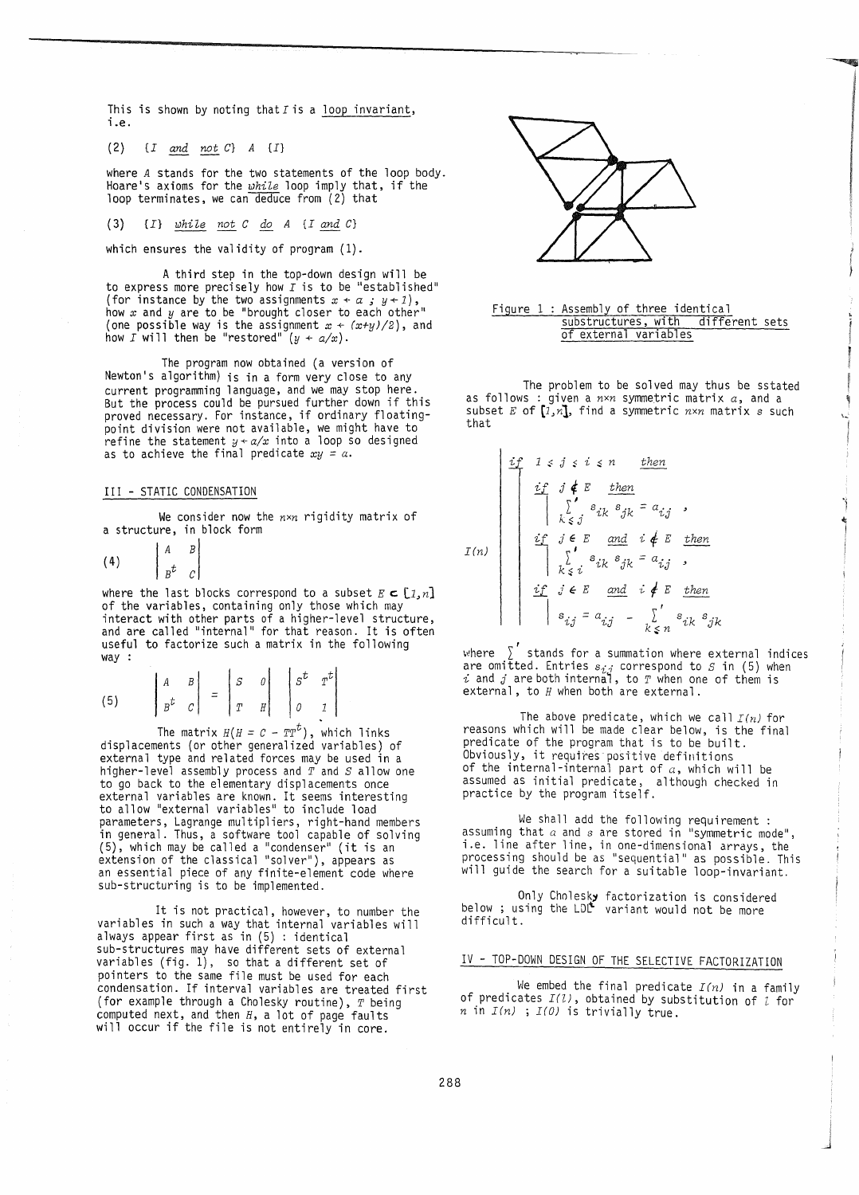This is shown by noting that $I$ is a loop invariant, i.e.

(2) $\{I \text{ and not } C\}\ A\ \{I\}$

where $A$ stands for the two statements of the loop body. Hoare's axioms for the *while* loop imply that, if the loop terminates, we can deduce from (2) that

(3) $\{I\}$ *while not* $C$ *do* $A$ $\{I$ *and* $C\}$

which ensures the validity of program (1).

A third step in the top-down design will be to express more precisely how $I$ is to be "established" (for instance by the two assignments $x \leftarrow a$ ; $y \leftarrow 1$), how $x$ and $y$ are to be "brought closer to each other" (one possible way is the assignment $x \leftarrow (x+y)/2$), and how $I$ will then be "restored" ($y \leftarrow a/x$).

The program now obtained (a version of Newton's algorithm) is in a form very close to any current programming language, and we may stop here. But the process could be pursued further down if this proved necessary. For instance, if ordinary floating-point division were not available, we might have to refine the statement $y \leftarrow a/x$ into a loop so designed as to achieve the final predicate $xy = a$.

## III - STATIC CONDENSATION

We consider now the $n \times n$ rigidity matrix of a structure, in block form

$$(4) \quad \begin{vmatrix} A & B \\ B^t & C \end{vmatrix}$$

where the last blocks correspond to a subset $E \subset [1,n]$ of the variables, containing only those which may interact with other parts of a higher-level structure, and are called "internal" for that reason. It is often useful to factorize such a matrix in the following way :

$$(5) \quad \begin{vmatrix} A & B \\ B^t & C \end{vmatrix} = \begin{vmatrix} S & 0 \\ T & H \end{vmatrix} \begin{vmatrix} S^t & T^t \\ 0 & 1 \end{vmatrix}$$

The matrix $H (H = C - TT^t)$, which links displacements (or other generalized variables) of external type and related forces may be used in a higher-level assembly process and $T$ and $S$ allow one to go back to the elementary displacements once external variables are known. It seems interesting to allow "external variables" to include load parameters, Lagrange multipliers, right-hand members in general. Thus, a software tool capable of solving (5), which may be called a "condenser" (it is an extension of the classical "solver"), appears as an essential piece of any finite-element code where sub-structuring is to be implemented.

It is not practical, however, to number the variables in such a way that internal variables will always appear first as in (5) : identical sub-structures may have different sets of external variables (fig. 1), so that a different set of pointers to the same file must be used for each condensation. If interval variables are treated first (for example through a Cholesky routine), $T$ being computed next, and then $H$, a lot of page faults will occur if the file is not entirely in core.

Figure 1 : Assembly of three identical substructures, with different sets of external variables

The problem to be solved may thus be sstated as follows : given a $n \times n$ symmetric matrix $a$, and a subset $E$ of $[1,n]$, find a symmetric $n \times n$ matrix $s$ such that

$$I(n) \quad \begin{array}{|l} \textit{if } 1 \leq j \leq i \leq n \textit{ then} \\ \quad \textit{if } j \notin E \textit{ then} \\ \quad\quad \sum'_{k \leq j} s_{ik}\, s_{jk} = a_{ij} \ , \\ \quad \textit{if } j \in E \textit{ and } i \notin E \textit{ then} \\ \quad\quad \sum'_{k \leq i} s_{ik}\, s_{jk} = a_{ij} \ , \\ \quad \textit{if } j \in E \textit{ and } i \notin E \textit{ then} \\ \quad\quad s_{ij} = a_{ij} - \sum'_{k \leq n} s_{ik}\, s_{jk} \end{array}$$

where $\sum'$ stands for a summation where external indices are omitted. Entries $s_{ij}$ correspond to $S$ in (5) when $i$ and $j$ are both internal, to $T$ when one of them is external, to $H$ when both are external.

The above predicate, which we call $I(n)$ for reasons which will be made clear below, is the final predicate of the program that is to be built. Obviously, it requires positive definitions of the internal-internal part of $a$, which will be assumed as initial predicate, although checked in practice by the program itself.

We shall add the following requirement : assuming that $a$ and $s$ are stored in "symmetric mode", i.e. line after line, in one-dimensional arrays, the processing should be as "sequential" as possible. This will guide the search for a suitable loop-invariant.

Only Cholesky factorization is considered below ; using the $LDL^t$ variant would not be more difficult.

## IV - TOP-DOWN DESIGN OF THE SELECTIVE FACTORIZATION

We embed the final predicate $I(n)$ in a family of predicates $I(l)$, obtained by substitution of $l$ for $n$ in $I(n)$ ; $I(0)$ is trivially true.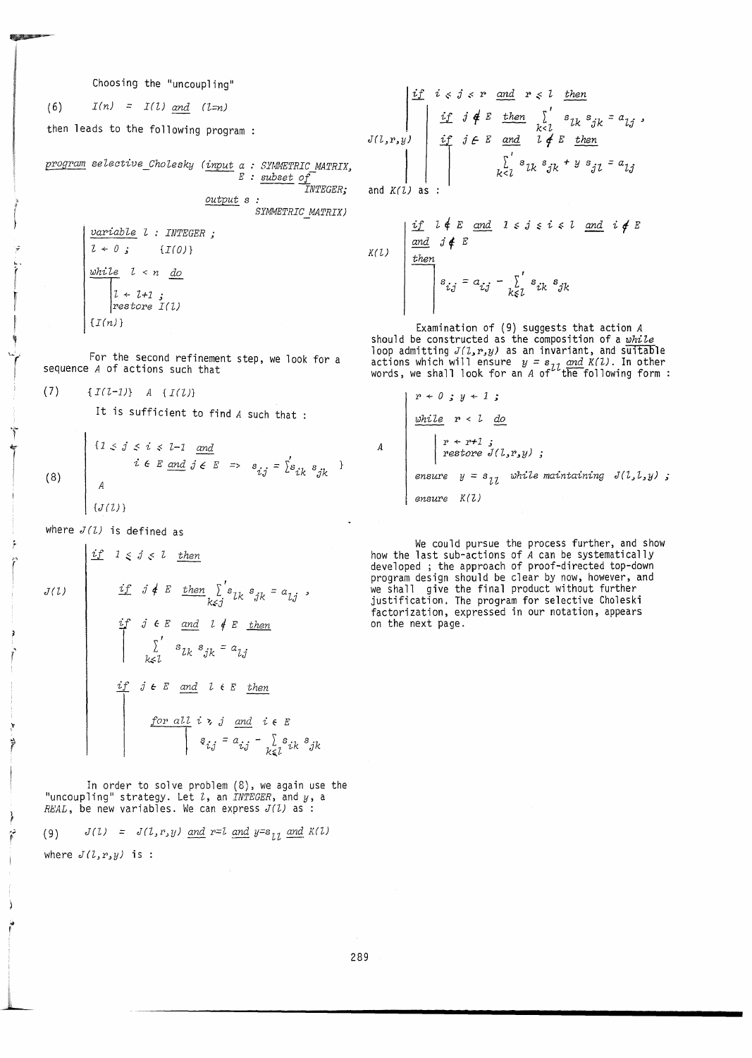Choosing the "uncoupling"

(6) $\quad I(n) \;=\; I(l)$ *and* $(l{=}n)$

then leads to the following program :

```
program selective_Cholesky (input a : SYMMETRIC_MATRIX,
                                  E : subset of INTEGER;
                            output s : SYMMETRIC_MATRIX)

    variable l : INTEGER ;
    l ← 0 ;        {I(0)}
    while l < n do
        l ← l+1 ;
        restore I(l)
    {I(n)}
```

For the second refinement step, we look for a sequence $A$ of actions such that

(7) $\quad \{I(l-1)\} \;\; A \;\; \{I(l)\}$

It is sufficient to find $A$ such that :

(8)
$$\begin{array}{l} \{1 \leqslant j \leqslant i \leqslant l-1 \;\; \underline{and} \\ \qquad i \in E \;\underline{and}\; j \notin E \;\Rightarrow\; s_{ij} = {\sum}' s_{ik}\, s_{jk} \;\; \} \\ A \\ \{J(l)\} \end{array}$$

where $J(l)$ is defined as

$$J(l) \quad \begin{array}{l} \underline{if}\;\; 1 \leqslant j \leqslant l \;\; \underline{then} \\ \qquad \underline{if}\;\; j \notin E \;\; \underline{then} \;\; \sum\limits_{k \leqslant j}{}' s_{lk}\, s_{jk} = a_{lj} \; , \\ \qquad \underline{if}\;\; j \in E \;\; \underline{and} \;\; l \notin E \;\; \underline{then} \\ \qquad\qquad \sum\limits_{k \leqslant l}{}' s_{lk}\, s_{jk} = a_{lj} \\ \qquad \underline{if}\;\; j \in E \;\; \underline{and} \;\; l \in E \;\; \underline{then} \\ \qquad\qquad \underline{for\ all}\;\; i \geqslant j \;\; \underline{and} \;\; i \in E \\ \qquad\qquad\qquad s_{ij} = a_{ij} - \sum\limits_{k \leqslant l} s_{ik}\, s_{jk} \end{array}$$

In order to solve problem (8), we again use the "uncoupling" strategy. Let $l$, an *INTEGER*, and $y$, a *REAL*, be new variables. We can express $J(l)$ as :

(9) $\quad J(l) \;=\; J(l,r,y)$ *and* $r{=}l$ *and* $y{=}s_{ll}$ *and* $K(l)$

where $J(l,r,y)$ is :

$$J(l,r,y) \quad \begin{array}{l} \underline{if}\;\; i \leqslant j \leqslant r \;\; \underline{and} \;\; r \leqslant l \;\; \underline{then} \\ \qquad \underline{if}\;\; j \notin E \;\; \underline{then} \;\; \sum\limits_{k<l}{}' s_{lk}\, s_{jk} = a_{lj} \; , \\ \qquad \underline{if}\;\; j \in E \;\; \underline{and} \;\; l \notin E \;\; \underline{then} \\ \qquad\qquad \sum\limits_{k<l}{}' s_{lk}\, s_{jk} + y\, s_{jl} = a_{lj} \end{array}$$

and $K(l)$ as :

$$K(l) \quad \begin{array}{l} \underline{if}\;\; l \notin E \;\; \underline{and} \;\; 1 \leqslant j \leqslant i \leqslant l \;\; \underline{and} \;\; i \notin E \\ \underline{and}\;\; j \notin E \\ \underline{then} \\ \qquad s_{ij} = a_{ij} - \sum\limits_{k \leqslant l}{}' s_{ik}\, s_{jk} \end{array}$$

Examination of (9) suggests that action $A$ should be constructed as the composition of a *while* loop admitting $J(l,r,y)$ as an invariant, and suitable actions which will ensure $y = s_{ll}$ *and* $K(l)$. In other words, we shall look for an $A$ of the following form :

```
A   r ← 0 ; y ← 1 ;
    while r < l do
        r ← r+1 ;
        restore J(l,r,y) ;
    ensure y = s_ll while maintaining J(l,l,y) ;
    ensure K(l)
```

We could pursue the process further, and show how the last sub-actions of $A$ can be systematically developed ; the approach of proof-directed top-down program design should be clear by now, however, and we shall give the final product without further justification. The program for selective Choleski factorization, expressed in our notation, appears on the next page.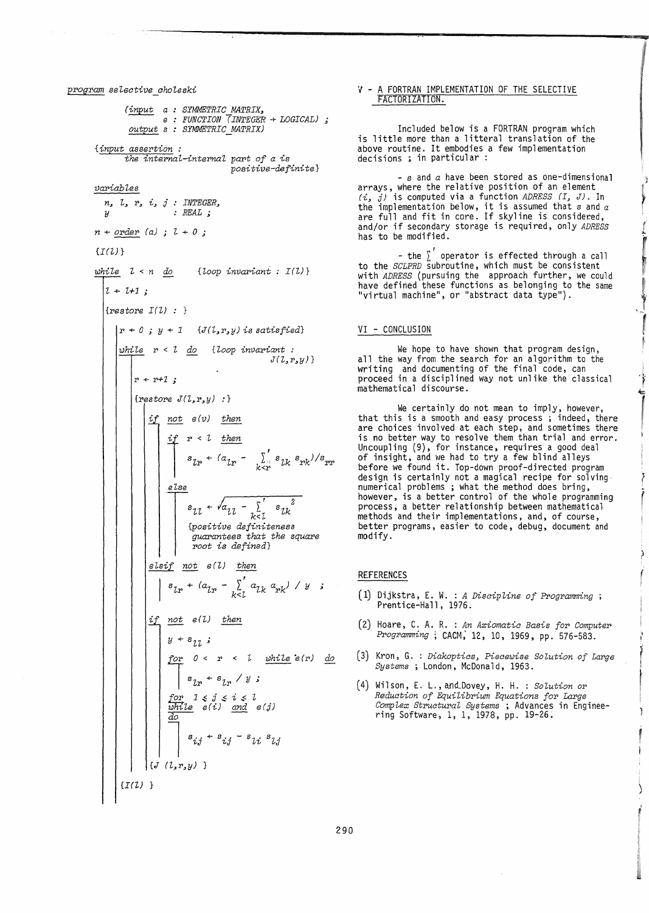```
program selective_choleski

        (input  a : SYMMETRIC_MATRIX,
                e : FUNCTION (INTEGER → LOGICAL) ;
         output s : SYMMETRIC_MATRIX)

{input assertion :
     the internal-internal part of a is
                              positive-definite}

variables
    n, l, r, i, j : INTEGER,
    y             : REAL ;

n ← order (a) ; l ← 0 ;

{I(l)}

while l < n do        {loop invariant : I(l)}
|  l ← l+1 ;
|
|  {restore I(l) : }
|
|  |  r ← 0 ; y ← 1    {J(l,r,y) is satisfied}
|  |
|  |  while r < l do    {loop invariant :
|  |                               J(l,r,y)}
|  |  |  r ← r+1 ;
|  |  |
|  |  |  {restore J(l,r,y) :}
|  |  |
|  |  |  if not e(v) then
|  |  |  |  if r < l then
|  |  |  |  |  s_lr ← (a_lr − Σ'_{k<r} s_lk s_rk)/s_rr
|  |  |  |  else
|  |  |  |  |  s_ll ← √(a_ll − Σ'_{k<l} s_lk^2)
|  |  |  |  |  {positive definiteness
|  |  |  |  |   guarantees that the square
|  |  |  |  |   root is defined}
|  |  |  elsif not e(l) then
|  |  |  |  s_lr ← (a_lr − Σ'_{k<l} a_lk a_rk) / y ;
|  |  |
|  |  |  if not e(l) then
|  |  |  |  y ← s_ll ;
|  |  |  |  for 0 < r < l while e(r) do
|  |  |  |  |  s_lr ← s_lr / y ;
|  |  |  |  for 1 ≤ j ≤ i ≤ l
|  |  |  |  while e(i) and e(j)
|  |  |  |  do
|  |  |  |  |  s_ij ← s_ij − s_li s_lj
|  |  |
|  |  {J (l,r,y) }
|
|  {I(l) }
```

## V - A FORTRAN IMPLEMENTATION OF THE SELECTIVE FACTORIZATION.

Included below is a FORTRAN program which is little more than a litteral translation of the above routine. It embodies a few implementation decisions ; in particular :

- $s$ and $a$ have been stored as one-dimensional arrays, where the relative position of an element $(i, j)$ is computed via a function *ADRESS (I, J)*. In the implementation below, it is assumed that $s$ and $a$ are full and fit in core. If skyline is considered, and/or if secondary storage is required, only *ADRESS* has to be modified.

- the $\sum'$ operator is effected through a call to the *SCLPRD* subroutine, which must be consistent with *ADRESS* (pursuing the approach further, we could have defined these functions as belonging to the same "virtual machine", or "abstract data type").

## VI - CONCLUSION

We hope to have shown that program design, all the way from the search for an algorithm to the writing and documenting of the final code, can proceed in a disciplined way not unlike the classical mathematical discourse.

We certainly do not mean to imply, however, that this is a smooth and easy process ; indeed, there are choices involved at each step, and sometimes there is no better way to resolve them than trial and error. Uncoupling (9), for instance, requires a good deal of insight, and we had to try a few blind alleys before we found it. Top-down proof-directed program design is certainly not a magical recipe for solving numerical problems ; what the method does bring, however, is a better control of the whole programming process, a better relationship between mathematical methods and their implementations, and, of course, better programs, easier to code, debug, document and modify.

## REFERENCES

(1) Dijkstra, E. W. : *A Discipline of Programming* ; Prentice-Hall, 1976.

(2) Hoare, C. A. R. : *An Axiomatic Basis for Computer Programming* ; CACM, 12, 10, 1969, pp. 576-583.

(3) Kron, G. : *Diakoptics, Piecewise Solution of Large Systems* ; London, McDonald, 1963.

(4) Wilson, E. L., and Dovey, H. H. : *Solution or Reduction of Equilibrium Equations for Large Complex Structural Systems* ; Advances in Engineering Software, 1, 1, 1978, pp. 19-26.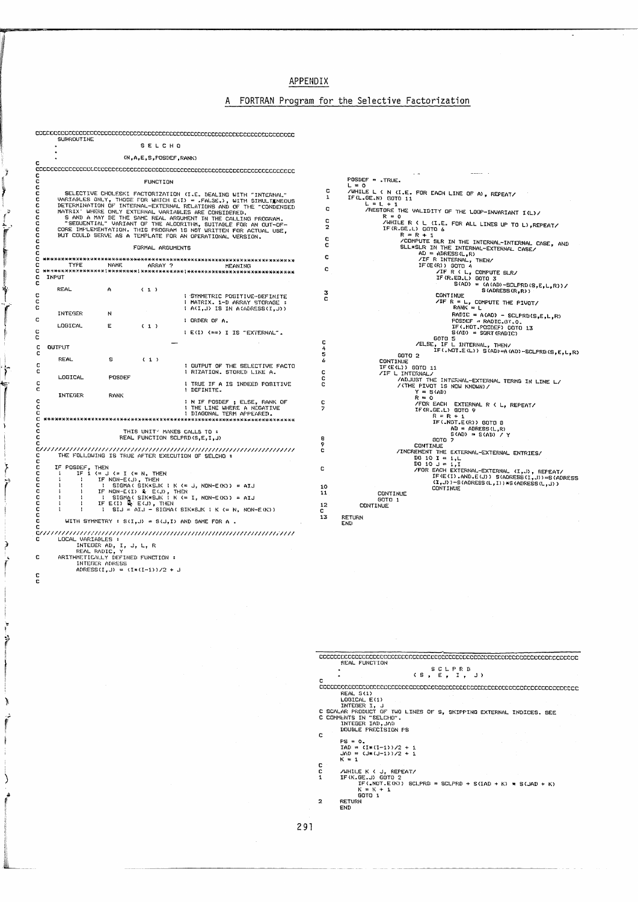## APPENDIX

### A FORTRAN Program for the Selective Factorization

```
CCCCCCCCCCCCCCCCCCCCCCCCCCCCCCCCCCCCCCCCCCCCCCCCCCCCCCCCCCCCCCCCCCCCCC
      SUBROUTINE
     .                       S E L C H O
     .
     .                   (N,A,E,S,POSDEF,RANK)
C
CCCCCCCCCCCCCCCCCCCCCCCCCCCCCCCCCCCCCCCCCCCCCCCCCCCCCCCCCCCCCCCCCCCCCCC
C
C                             FUNCTION
C
C       SELECTIVE CHOLESKI FACTORIZATION (I.E. DEALING WITH "INTERNAL"
C     VARIABLES ONLY, THOSE FOR WHICH E(I) = .FALSE.), WITH SIMULTANEOUS
C     DETERMINATION OF INTERNAL-EXTERNAL RELATIONS AND OF THE "CONDENSED
C     MATRIX" WHERE ONLY EXTERNAL VARIABLES ARE CONSIDERED.
C       S AND A MAY BE THE SAME REAL ARGUMENT IN THE CALLING PROGRAM.
C       "SEQUENTIAL" VARIANT OF THE ALGORITHM, SUITABLE FOR AN OUT-OF-
C     CORE IMPLEMENTATION. THIS PROGRAM IS NOT WRITTEN FOR ACTUAL USE,
C     BUT COULD SERVE AS A TEMPLATE FOR AN OPERATIONAL VERSION.
C
C                         FORMAL ARGUMENTS
C
C *****************************************************************
C      TYPE         NAME       ARRAY ?              MEANING
C ****************!********!***********!**************************
C  INPUT
C
      REAL          A          ( 1 )
C                                        ! SYMMETRIC POSITIVE-DEFINITE
C                                        ! MATRIX. 1-D ARRAY STORAGE :
C                                        ! A(I,J) IS IN A(ADRESS(I,J))
      INTEGER       N
C                                        ! ORDER OF A.
      LOGICAL       E          ( 1 )
C                                        ! E(I) <=> I IS "EXTERNAL".
C
C  OUTPUT
C
      REAL          S          ( 1 )
C                                        ! OUTPUT OF THE SELECTIVE FACTO
C                                        ! RIZATION. STORED LIKE A.
      LOGICAL       POSDEF
C                                        ! TRUE IF A IS INDEED POSITIVE
C                                        ! DEFINITE.
      INTEGER       RANK
C                                        ! N IF POSDEF ; ELSE, RANK OF
C                                        ! THE LINE WHERE A NEGATIVE
C                                        ! DIAGONAL TERM APPEARED.
C *****************************************************************
C
C                    THIS UNIT MAKES CALLS TO :
C                    REAL FUNCTION SCLPRD(S,E,I,J)
C
C//////////////////////////////////////////////////////////////////
C     THE FOLLOWING IS TRUE AFTER EXECUTION OF SELCHO :
C
C     IF POSDEF, THEN
C     !    IF 1 <= J <= I <= N, THEN
C     !    !    IF NON-E(J), THEN
C     !    !    !  SIGMA( SIK*SJK ! K <= J, NON-E(K)) = AIJ
C     !    !    IF NON-E(I) & E(J), THEN
C     !    !    !  SIGMA( SIK*SJK ! K <= I, NON-E(K)) = AIJ
C     !    !    IF E(I) & E(J), THEN
C     !    !    !  SIJ = AIJ - SIGMA( SIK*SJK ! K <= N, NON-E(K))
C
C     WITH SYMMETRY : S(I,J) = S(J,I) AND SAME FOR A .
C
C//////////////////////////////////////////////////////////////////
C     LOCAL VARIABLES :
          INTEGER AD, I, J, L, R
          REAL RADIC, Y
C     ARITHMETICALLY DEFINED FUNCTION :
          INTEGER ADRESS
          ADRESS(I,J) = (I*(I-1))/2 + J
C
C
      POSDEF = .TRUE.
      L = 0
C     /WHILE L < N (I.E. FOR EACH LINE OF A), REPEAT/
1     IF(L.GE.N) GOTO 11
          L = L + 1
C         /RESTORE THE VALIDITY OF THE LOOP-INVARIANT I(L)/
            R = 0
C           /WHILE R < L (I.E. FOR ALL LINES UP TO L),REPEAT/
2           IF(R.GE.L) GOTO 6
              R = R + 1
C             /COMPUTE SLR IN THE INTERNAL-INTERNAL CASE, AND
C             SLL*SLR IN THE INTERNAL-EXTERNAL CASE/
              AD = ADRESS(L,R)
C             /IF R INTERNAL, THEN/
              IF(E(R)) GOTO 4
C               /IF R < L, COMPUTE SLR/
                IF(R.EQ.L) GOTO 3
                  S(AD) = (A(AD)-SCLPRD(S,E,L,R))/
     .                    S(ADRESS(R,R))
3               CONTINUE
C               /IF R = L, COMPUTE THE PIVOT/
                  RANK = L
                  RADIC = A(AD) - SCLPRD(S,E,L,R)
                  POSDEF = RADIC.GT.0.
                  IF(.NOT.POSDEF) GOTO 13
                  S(AD) = SQRT(RADIC)
                GOTO 5
C             /ELSE, IF L INTERNAL, THEN/
4               IF(.NOT.E(L)) S(AD)=A(AD)-SCLPRD(S,E,L,R)
5             CONTINUE
6           GOTO 2
          CONTINUE
          IF(E(L)) GOTO 11
C         /IF L INTERNAL/
C           /ADJUST THE INTERNAL-EXTERNAL TERMS IN LINE L/
C           /(THE PIVOT IS NOW KNOWN)/
            Y = S(AD)
            R = 0
C           /FOR EACH  EXTERNAL R < L, REPEAT/
7           IF(R.GE.L) GOTO 9
              R = R + 1
              IF(.NOT.E(R)) GOTO 8
                AD = ADRESS(L,R)
                S(AD) = S(AD) / Y
8             CONTINUE
9             CONTINUE
C           /INCREMENT THE EXTERNAL-EXTERNAL ENTRIES/
            DO 10 I = 1,L
            DO 10 J = 1,I
C           /FOR EACH EXTERNAL-EXTERNAL (I,J), REPEAT/
              IF(E(I).AND.E(J)) S(ADRESS(I,J))=S(ADRESS
     .        (I,J))-S(ADRESS(L,I))*S(ADRESS(L,J))
10            CONTINUE
11        CONTINUE
          GOTO 1
12    CONTINUE
C
13    RETURN
      END
```

```
CCCCCCCCCCCCCCCCCCCCCCCCCCCCCCCCCCCCCCCCCCCCCCCCCCCCCCCCCCCCCCCCCCCCCCC
      REAL FUNCTION
     .                       S C L P R D
     .                  ( S ,  E ,  I ,  J )
C
CCCCCCCCCCCCCCCCCCCCCCCCCCCCCCCCCCCCCCCCCCCCCCCCCCCCCCCCCCCCCCCCCCCCCCC
      REAL S(1)
      LOGICAL E(1)
      INTEGER I, J
C SCALAR PRODUCT OF TWO LINES OF S, SKIPPING EXTERNAL INDICES. SEE
C COMMENTS IN "SELCHO".
      INTEGER IAD,JAD
      DOUBLE PRECISION PS
C
      PS = 0.
      IAD = (I*(I-1))/2 + 1
      JAD = (J*(J-1))/2 + 1
      K = 1
C
C     /WHILE K < J, REPEAT/
1     IF(K.GE.J) GOTO 2
        IF(.NOT.E(K)) SCLPRD = SCLPRD + S(IAD + K) * S(JAD + K)
        K = K + 1
        GOTO 1
2     RETURN
      END
```